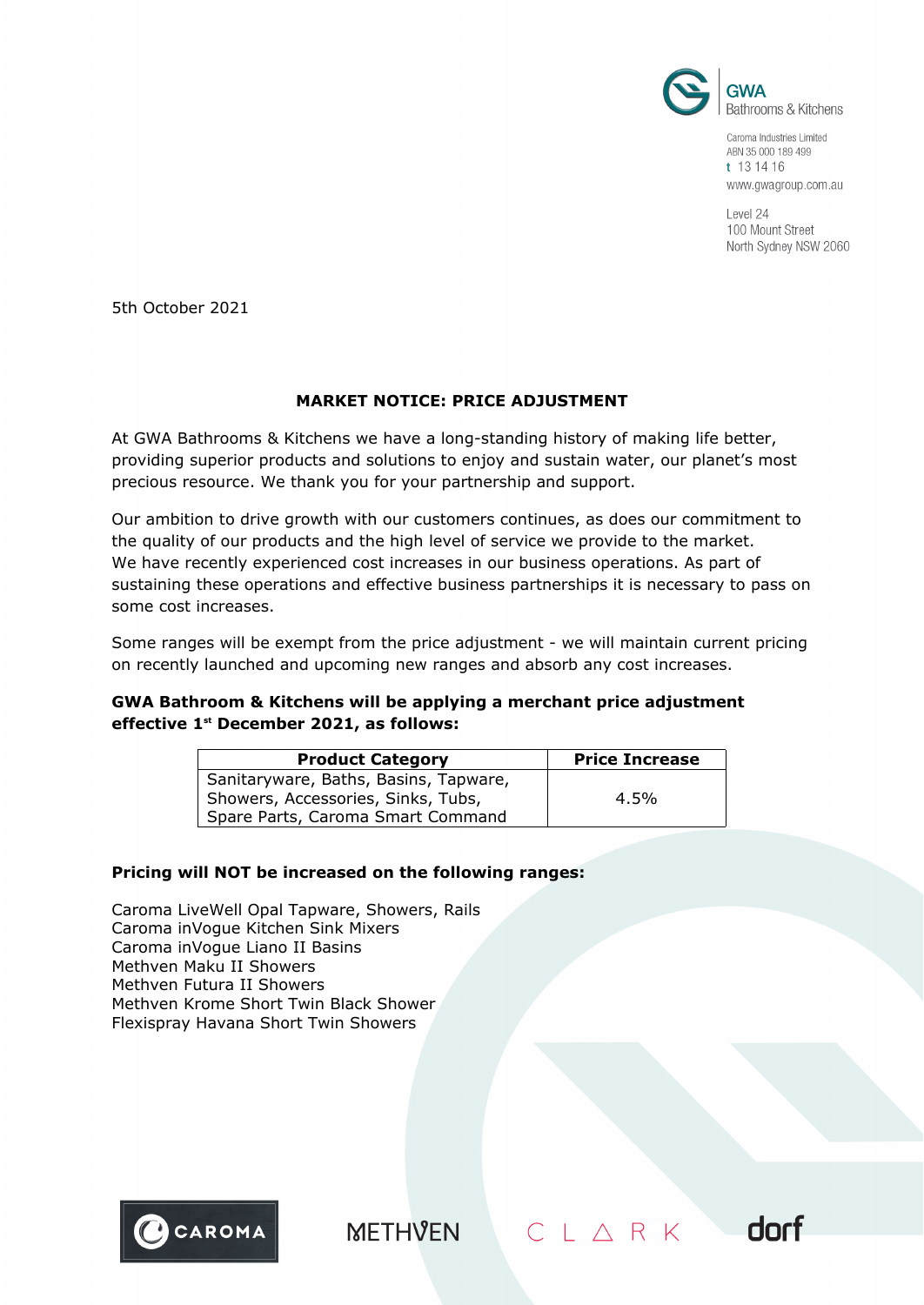GWA Bathrooms & Kitchens

Caroma Industries Limited
ABN 35 000 189 499
t 13 14 16
www.gwagroup.com.au

Level 24
100 Mount Street
North Sydney NSW 2060

5th October 2021

## MARKET NOTICE: PRICE ADJUSTMENT

At GWA Bathrooms & Kitchens we have a long-standing history of making life better, providing superior products and solutions to enjoy and sustain water, our planet's most precious resource. We thank you for your partnership and support.

Our ambition to drive growth with our customers continues, as does our commitment to the quality of our products and the high level of service we provide to the market.
We have recently experienced cost increases in our business operations. As part of sustaining these operations and effective business partnerships it is necessary to pass on some cost increases.

Some ranges will be exempt from the price adjustment - we will maintain current pricing on recently launched and upcoming new ranges and absorb any cost increases.

**GWA Bathroom & Kitchens will be applying a merchant price adjustment effective 1st December 2021, as follows:**

| Product Category | Price Increase |
|---|---|
| Sanitaryware, Baths, Basins, Tapware, Showers, Accessories, Sinks, Tubs, Spare Parts, Caroma Smart Command | 4.5% |

**Pricing will NOT be increased on the following ranges:**

Caroma LiveWell Opal Tapware, Showers, Rails
Caroma inVogue Kitchen Sink Mixers
Caroma inVogue Liano II Basins
Methven Maku II Showers
Methven Futura II Showers
Methven Krome Short Twin Black Shower
Flexispray Havana Short Twin Showers

CAROMA METHVEN CLARK dorf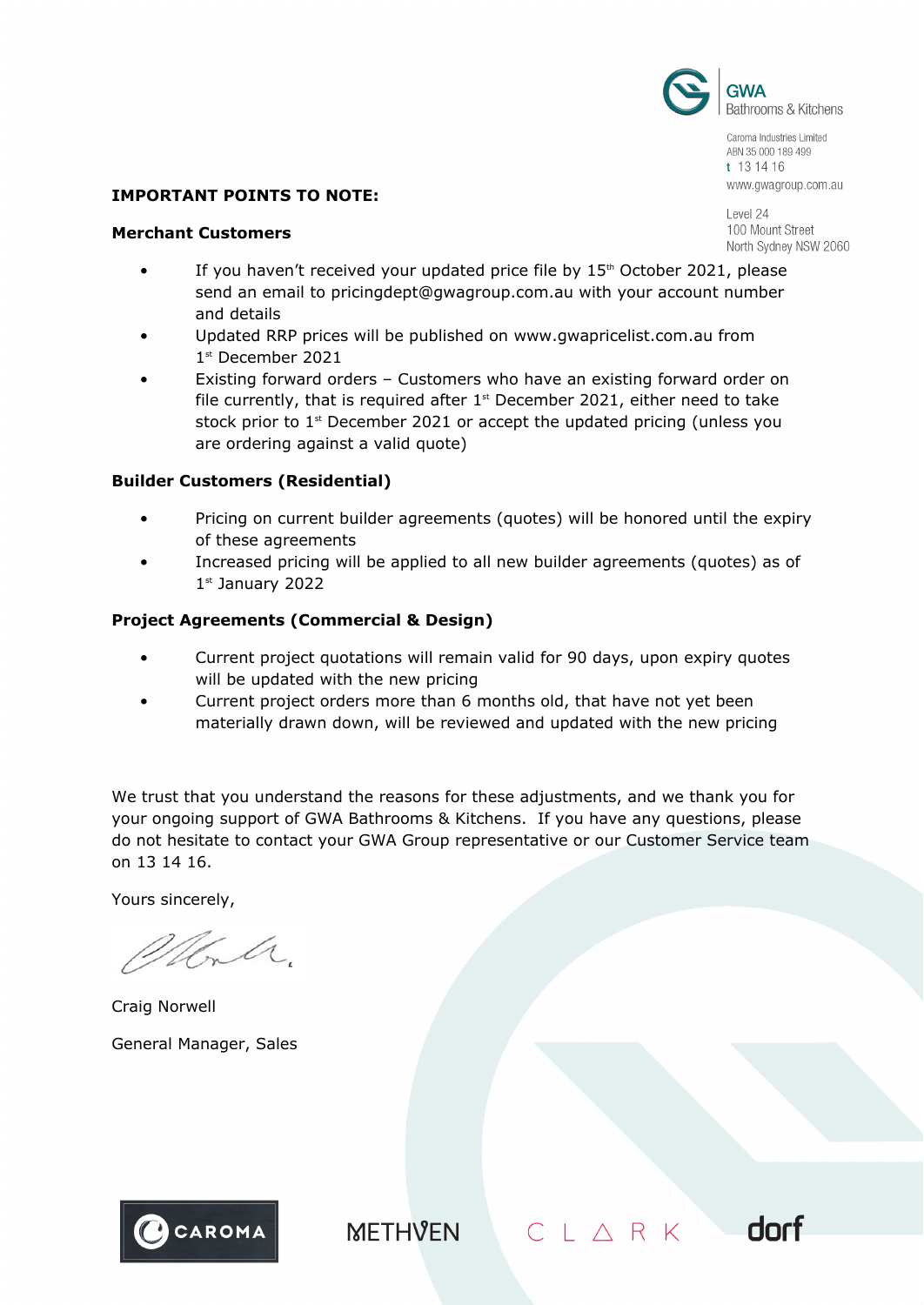GWA Bathrooms & Kitchens

Caroma Industries Limited
ABN 35 000 189 499
t 13 14 16
www.gwagroup.com.au

Level 24
100 Mount Street
North Sydney NSW 2060

**IMPORTANT POINTS TO NOTE:**

**Merchant Customers**

- If you haven't received your updated price file by 15th October 2021, please send an email to pricingdept@gwagroup.com.au with your account number and details
- Updated RRP prices will be published on www.gwapricelist.com.au from 1st December 2021
- Existing forward orders – Customers who have an existing forward order on file currently, that is required after 1st December 2021, either need to take stock prior to 1st December 2021 or accept the updated pricing (unless you are ordering against a valid quote)

**Builder Customers (Residential)**

- Pricing on current builder agreements (quotes) will be honored until the expiry of these agreements
- Increased pricing will be applied to all new builder agreements (quotes) as of 1st January 2022

**Project Agreements (Commercial & Design)**

- Current project quotations will remain valid for 90 days, upon expiry quotes will be updated with the new pricing
- Current project orders more than 6 months old, that have not yet been materially drawn down, will be reviewed and updated with the new pricing

We trust that you understand the reasons for these adjustments, and we thank you for your ongoing support of GWA Bathrooms & Kitchens. If you have any questions, please do not hesitate to contact your GWA Group representative or our Customer Service team on 13 14 16.

Yours sincerely,

Craig Norwell

General Manager, Sales

CAROMA METHVEN CLARK dorf